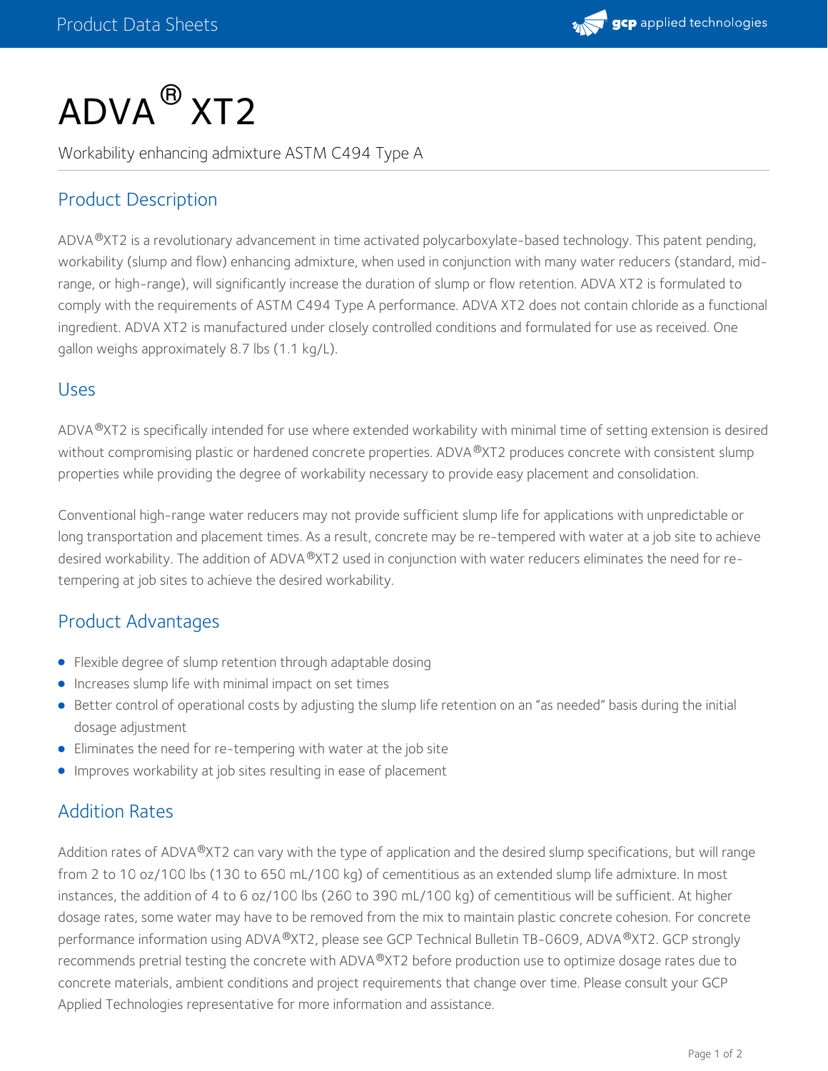# ADVA® XT2

Workability enhancing admixture ASTM C494 Type A

## Product Description

ADVA®XT2 is a revolutionary advancement in time activated polycarboxylate-based technology. This patent pending, workability (slump and flow) enhancing admixture, when used in conjunction with many water reducers (standard, mid-range, or high-range), will significantly increase the duration of slump or flow retention. ADVA XT2 is formulated to comply with the requirements of ASTM C494 Type A performance. ADVA XT2 does not contain chloride as a functional ingredient. ADVA XT2 is manufactured under closely controlled conditions and formulated for use as received. One gallon weighs approximately 8.7 lbs (1.1 kg/L).

## Uses

ADVA®XT2 is specifically intended for use where extended workability with minimal time of setting extension is desired without compromising plastic or hardened concrete properties. ADVA®XT2 produces concrete with consistent slump properties while providing the degree of workability necessary to provide easy placement and consolidation.

Conventional high-range water reducers may not provide sufficient slump life for applications with unpredictable or long transportation and placement times. As a result, concrete may be re-tempered with water at a job site to achieve desired workability. The addition of ADVA®XT2 used in conjunction with water reducers eliminates the need for re-tempering at job sites to achieve the desired workability.

## Product Advantages

- Flexible degree of slump retention through adaptable dosing
- Increases slump life with minimal impact on set times
- Better control of operational costs by adjusting the slump life retention on an "as needed" basis during the initial dosage adjustment
- Eliminates the need for re-tempering with water at the job site
- Improves workability at job sites resulting in ease of placement

## Addition Rates

Addition rates of ADVA®XT2 can vary with the type of application and the desired slump specifications, but will range from 2 to 10 oz/100 lbs (130 to 650 mL/100 kg) of cementitious as an extended slump life admixture. In most instances, the addition of 4 to 6 oz/100 lbs (260 to 390 mL/100 kg) of cementitious will be sufficient. At higher dosage rates, some water may have to be removed from the mix to maintain plastic concrete cohesion. For concrete performance information using ADVA®XT2, please see GCP Technical Bulletin TB-0609, ADVA®XT2. GCP strongly recommends pretrial testing the concrete with ADVA®XT2 before production use to optimize dosage rates due to concrete materials, ambient conditions and project requirements that change over time. Please consult your GCP Applied Technologies representative for more information and assistance.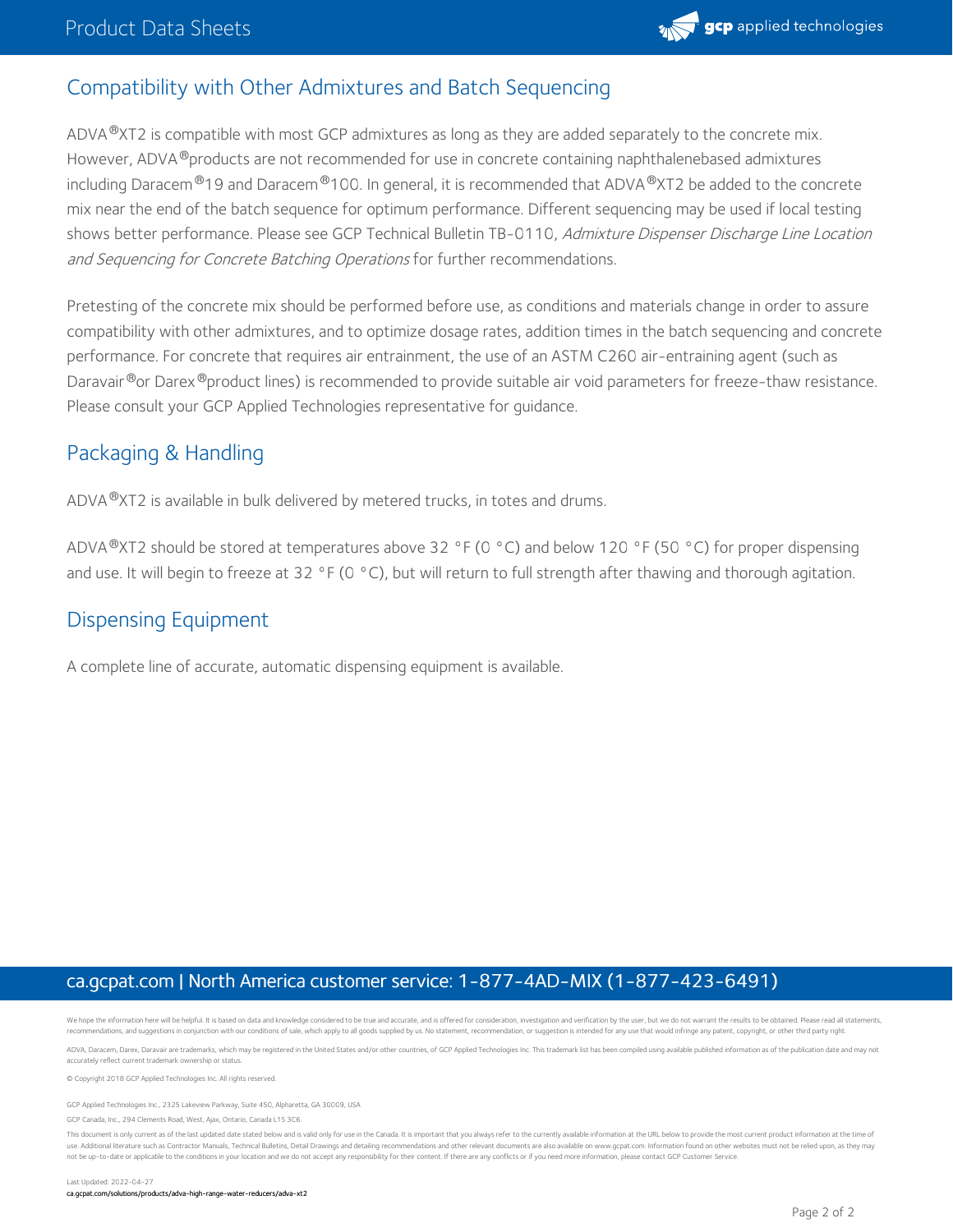## Compatibility with Other Admixtures and Batch Sequencing

ADVA®XT2 is compatible with most GCP admixtures as long as they are added separately to the concrete mix. However, ADVA®products are not recommended for use in concrete containing naphthalenebased admixtures including Daracem®19 and Daracem®100. In general, it is recommended that ADVA®XT2 be added to the concrete mix near the end of the batch sequence for optimum performance. Different sequencing may be used if local testing shows better performance. Please see GCP Technical Bulletin TB-0110, *Admixture Dispenser Discharge Line Location and Sequencing for Concrete Batching Operations* for further recommendations.

Pretesting of the concrete mix should be performed before use, as conditions and materials change in order to assure compatibility with other admixtures, and to optimize dosage rates, addition times in the batch sequencing and concrete performance. For concrete that requires air entrainment, the use of an ASTM C260 air-entraining agent (such as Daravair®or Darex®product lines) is recommended to provide suitable air void parameters for freeze-thaw resistance. Please consult your GCP Applied Technologies representative for guidance.

## Packaging & Handling

ADVA®XT2 is available in bulk delivered by metered trucks, in totes and drums.

ADVA®XT2 should be stored at temperatures above 32 °F (0 °C) and below 120 °F (50 °C) for proper dispensing and use. It will begin to freeze at 32 °F (0 °C), but will return to full strength after thawing and thorough agitation.

## Dispensing Equipment

A complete line of accurate, automatic dispensing equipment is available.

ca.gcpat.com | North America customer service: 1-877-4AD-MIX (1-877-423-6491)

We hope the information here will be helpful. It is based on data and knowledge considered to be true and accurate, and is offered for consideration, investigation and verification by the user, but we do not warrant the results to be obtained. Please read all statements, recommendations, and suggestions in conjunction with our conditions of sale, which apply to all goods supplied by us. No statement, recommendation, or suggestion is intended for any use that would infringe any patent, copyright, or other third party right.

ADVA, Daracem, Darex, Daravair are trademarks, which may be registered in the United States and/or other countries, of GCP Applied Technologies Inc. This trademark list has been compiled using available published information as of the publication date and may not accurately reflect current trademark ownership or status.

© Copyright 2018 GCP Applied Technologies Inc. All rights reserved.

GCP Applied Technologies Inc., 2325 Lakeview Parkway, Suite 450, Alpharetta, GA 30009, USA

GCP Canada, Inc., 294 Clements Road, West, Ajax, Ontario, Canada L1S 3C6.

This document is only current as of the last updated date stated below and is valid only for use in the Canada. It is important that you always refer to the currently available information at the URL below to provide the most current product information at the time of use. Additional literature such as Contractor Manuals, Technical Bulletins, Detail Drawings and detailing recommendations and other relevant documents are also available on www.gcpat.com. Information found on other websites must not be relied upon, as they may not be up-to-date or applicable to the conditions in your location and we do not accept any responsibility for their content. If there are any conflicts or if you need more information, please contact GCP Customer Service.

Last Updated: 2022-04-27
ca.gcpat.com/solutions/products/adva-high-range-water-reducers/adva-xt2